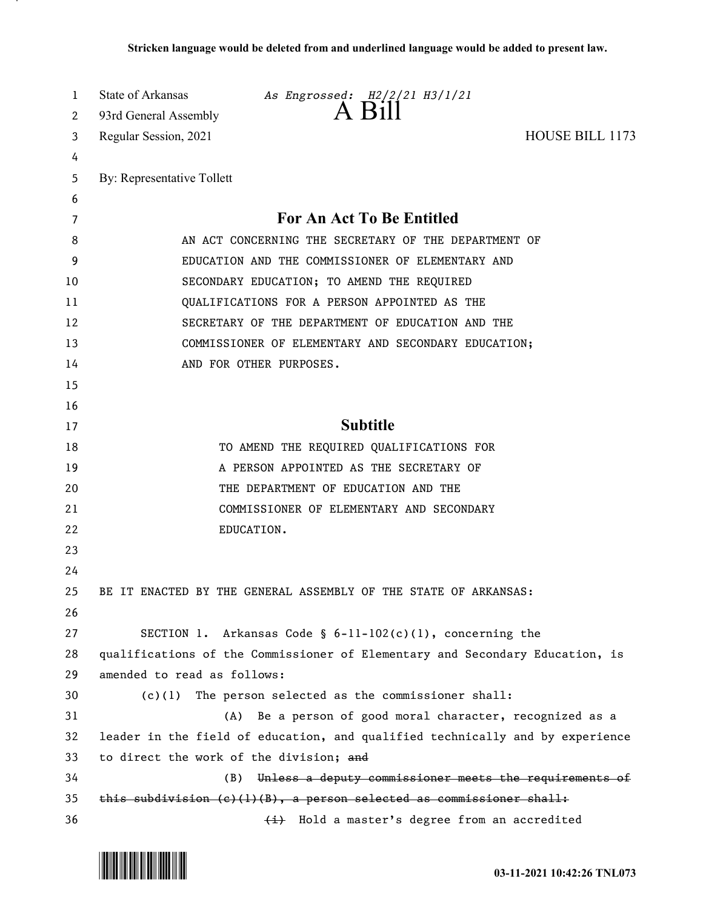**Stricken language would be deleted from and underlined language would be added to present law.**

State of Arkansas *As Engrossed: H2/2/21 H3/1/21*
93rd General Assembly

# A Bill

Regular Session, 2021 HOUSE BILL 1173

By: Representative Tollett

## For An Act To Be Entitled

AN ACT CONCERNING THE SECRETARY OF THE DEPARTMENT OF EDUCATION AND THE COMMISSIONER OF ELEMENTARY AND SECONDARY EDUCATION; TO AMEND THE REQUIRED QUALIFICATIONS FOR A PERSON APPOINTED AS THE SECRETARY OF THE DEPARTMENT OF EDUCATION AND THE COMMISSIONER OF ELEMENTARY AND SECONDARY EDUCATION; AND FOR OTHER PURPOSES.

## Subtitle

TO AMEND THE REQUIRED QUALIFICATIONS FOR A PERSON APPOINTED AS THE SECRETARY OF THE DEPARTMENT OF EDUCATION AND THE COMMISSIONER OF ELEMENTARY AND SECONDARY EDUCATION.

BE IT ENACTED BY THE GENERAL ASSEMBLY OF THE STATE OF ARKANSAS:

SECTION 1. Arkansas Code § 6-11-102(c)(1), concerning the qualifications of the Commissioner of Elementary and Secondary Education, is amended to read as follows:

(c)(1) The person selected as the commissioner shall:

(A) Be a person of good moral character, recognized as a leader in the field of education, and qualified technically and by experience to direct the work of the division; ~~and~~

(B) ~~Unless a deputy commissioner meets the requirements of this subdivision (c)(1)(B), a person selected as commissioner shall:~~

~~(i)~~ Hold a master's degree from an accredited

03-11-2021 10:42:26 TNL073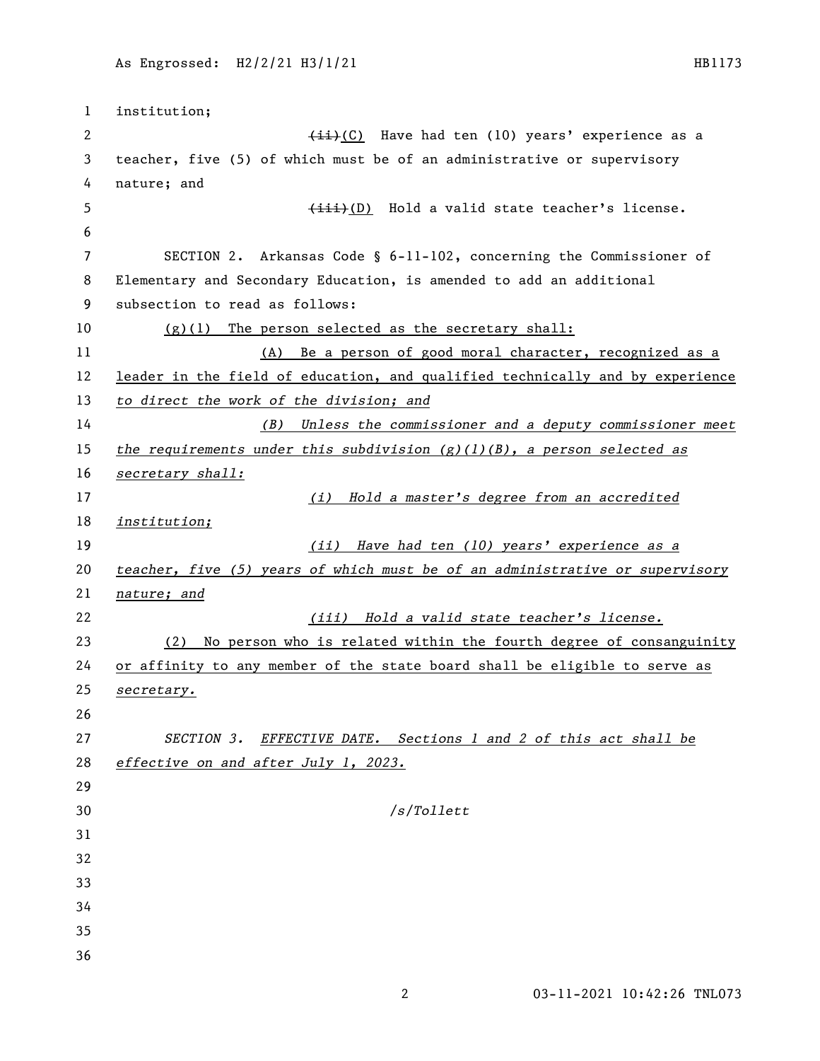institution;

~~(ii)~~(C) Have had ten (10) years' experience as a teacher, five (5) of which must be of an administrative or supervisory nature; and

~~(iii)~~(D) Hold a valid state teacher's license.

SECTION 2. Arkansas Code § 6-11-102, concerning the Commissioner of Elementary and Secondary Education, is amended to add an additional subsection to read as follows:

<u>(g)(1) The person selected as the secretary shall:</u>

<u>(A) Be a person of good moral character, recognized as a leader in the field of education, and qualified technically and by experience</u> *<u>to direct the work of the division; and</u>*

*<u>(B) Unless the commissioner and a deputy commissioner meet the requirements under this subdivision (g)(1)(B), a person selected as secretary shall:</u>*

*<u>(i) Hold a master's degree from an accredited institution;</u>*

*<u>(ii) Have had ten (10) years' experience as a teacher, five (5) years of which must be of an administrative or supervisory nature; and</u>*

*<u>(iii) Hold a valid state teacher's license.</u>*

<u>(2) No person who is related within the fourth degree of consanguinity or affinity to any member of the state board shall be eligible to serve as</u> *<u>secretary.</u>*

*SECTION 3. <u>EFFECTIVE DATE. Sections 1 and 2 of this act shall be effective on and after July 1, 2023.</u>*

*/s/Tollett*